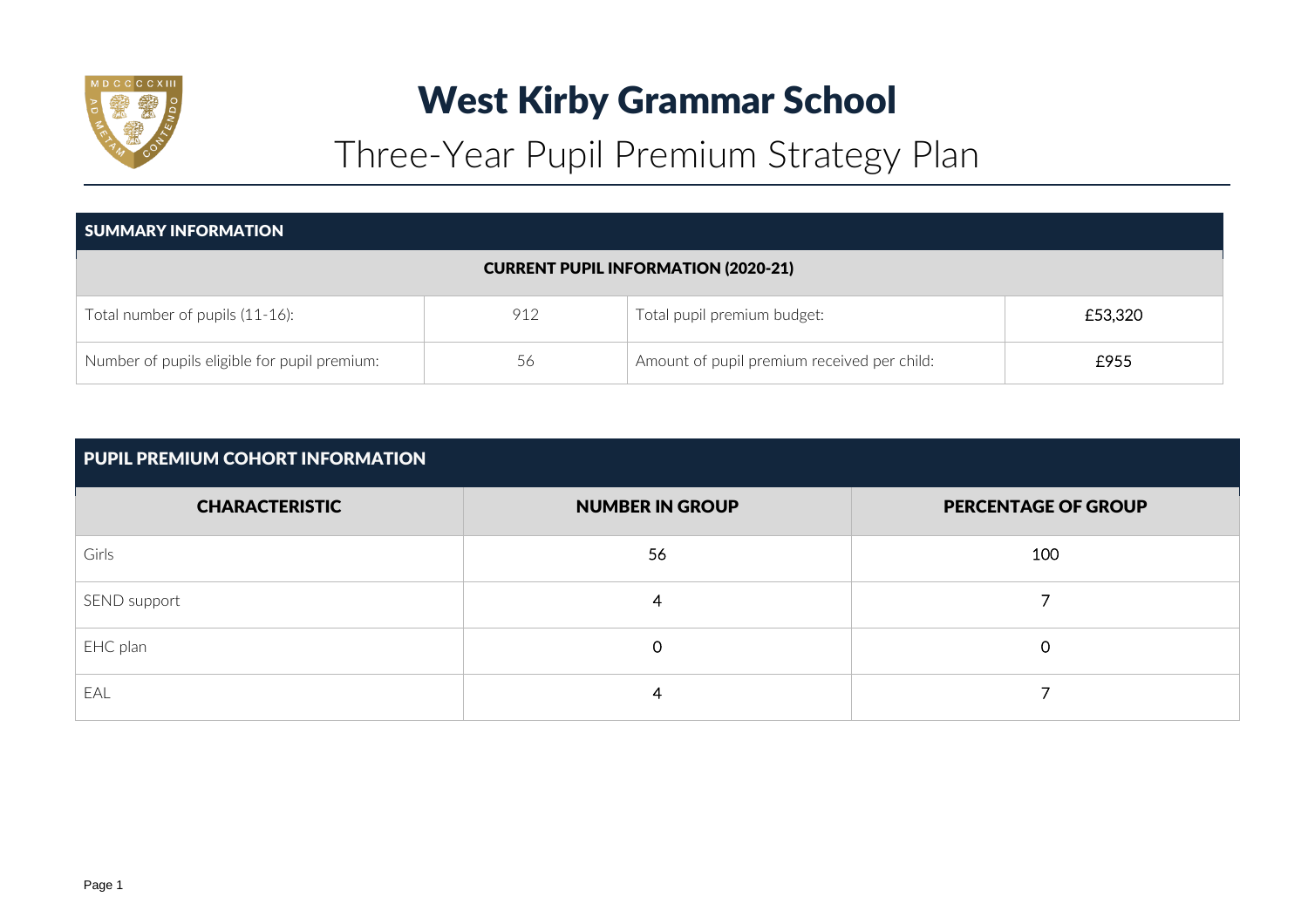# West Kirby Grammar School

## Three-Year Pupil Premium Strategy Plan

| SUMMARY INFORMATION | | | |
|---|---|---|---|
| **CURRENT PUPIL INFORMATION (2020-21)** | | | |
| Total number of pupils (11-16): | 912 | Total pupil premium budget: | £53,320 |
| Number of pupils eligible for pupil premium: | 56 | Amount of pupil premium received per child: | £955 |

| PUPIL PREMIUM COHORT INFORMATION | | |
|---|---|---|
| **CHARACTERISTIC** | **NUMBER IN GROUP** | **PERCENTAGE OF GROUP** |
| Girls | 56 | 100 |
| SEND support | 4 | 7 |
| EHC plan | 0 | 0 |
| EAL | 4 | 7 |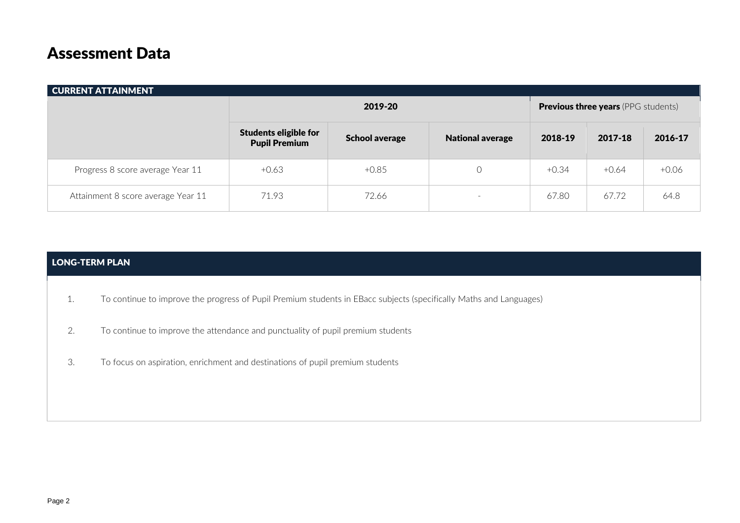# Assessment Data

| CURRENT ATTAINMENT | | | | | | |
|---|---|---|---|---|---|---|
| | 2019-20 | | | **Previous three years** (PPG students) | | |
| | **Students eligible for Pupil Premium** | **School average** | **National average** | **2018-19** | **2017-18** | **2016-17** |
| Progress 8 score average Year 11 | +0.63 | +0.85 | 0 | +0.34 | +0.64 | +0.06 |
| Attainment 8 score average Year 11 | 71.93 | 72.66 | - | 67.80 | 67.72 | 64.8 |

## LONG-TERM PLAN

1. To continue to improve the progress of Pupil Premium students in EBacc subjects (specifically Maths and Languages)
2. To continue to improve the attendance and punctuality of pupil premium students
3. To focus on aspiration, enrichment and destinations of pupil premium students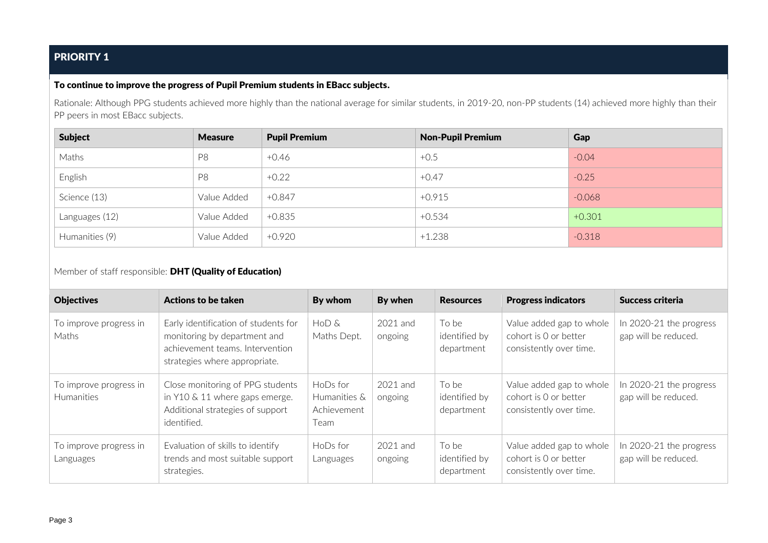## PRIORITY 1

**To continue to improve the progress of Pupil Premium students in EBacc subjects.**

Rationale: Although PPG students achieved more highly than the national average for similar students, in 2019-20, non-PP students (14) achieved more highly than their PP peers in most EBacc subjects.

| Subject | Measure | Pupil Premium | Non-Pupil Premium | Gap |
|---|---|---|---|---|
| Maths | P8 | +0.46 | +0.5 | -0.04 |
| English | P8 | +0.22 | +0.47 | -0.25 |
| Science (13) | Value Added | +0.847 | +0.915 | -0.068 |
| Languages (12) | Value Added | +0.835 | +0.534 | +0.301 |
| Humanities (9) | Value Added | +0.920 | +1.238 | -0.318 |

Member of staff responsible: **DHT (Quality of Education)**

| Objectives | Actions to be taken | By whom | By when | Resources | Progress indicators | Success criteria |
|---|---|---|---|---|---|---|
| To improve progress in Maths | Early identification of students for monitoring by department and achievement teams. Intervention strategies where appropriate. | HoD & Maths Dept. | 2021 and ongoing | To be identified by department | Value added gap to whole cohort is 0 or better consistently over time. | In 2020-21 the progress gap will be reduced. |
| To improve progress in Humanities | Close monitoring of PPG students in Y10 & 11 where gaps emerge. Additional strategies of support identified. | HoDs for Humanities & Achievement Team | 2021 and ongoing | To be identified by department | Value added gap to whole cohort is 0 or better consistently over time. | In 2020-21 the progress gap will be reduced. |
| To improve progress in Languages | Evaluation of skills to identify trends and most suitable support strategies. | HoDs for Languages | 2021 and ongoing | To be identified by department | Value added gap to whole cohort is 0 or better consistently over time. | In 2020-21 the progress gap will be reduced. |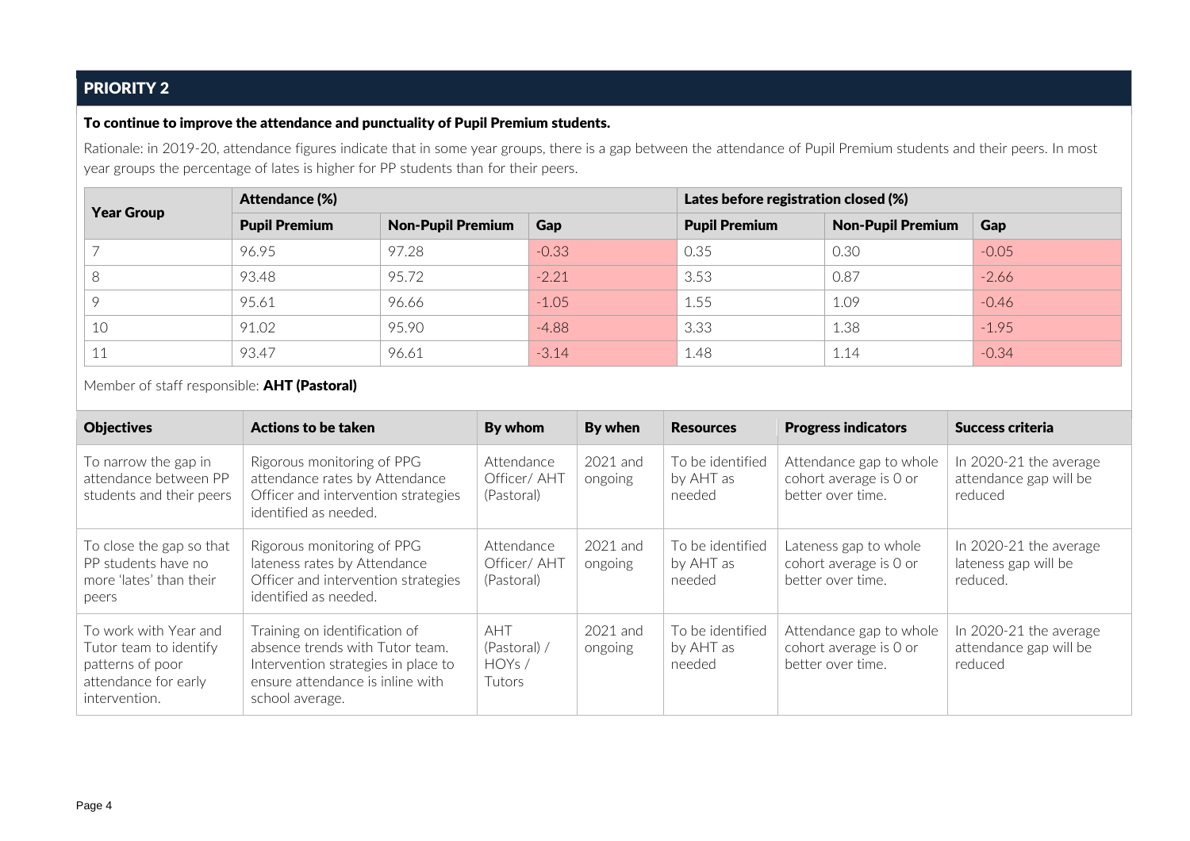## PRIORITY 2

**To continue to improve the attendance and punctuality of Pupil Premium students.**

Rationale: in 2019-20, attendance figures indicate that in some year groups, there is a gap between the attendance of Pupil Premium students and their peers. In most year groups the percentage of lates is higher for PP students than for their peers.

| Year Group | Attendance (%) | | | Lates before registration closed (%) | | |
|---|---|---|---|---|---|---|
| | **Pupil Premium** | **Non-Pupil Premium** | **Gap** | **Pupil Premium** | **Non-Pupil Premium** | **Gap** |
| 7 | 96.95 | 97.28 | -0.33 | 0.35 | 0.30 | -0.05 |
| 8 | 93.48 | 95.72 | -2.21 | 3.53 | 0.87 | -2.66 |
| 9 | 95.61 | 96.66 | -1.05 | 1.55 | 1.09 | -0.46 |
| 10 | 91.02 | 95.90 | -4.88 | 3.33 | 1.38 | -1.95 |
| 11 | 93.47 | 96.61 | -3.14 | 1.48 | 1.14 | -0.34 |

Member of staff responsible: **AHT (Pastoral)**

| Objectives | Actions to be taken | By whom | By when | Resources | Progress indicators | Success criteria |
|---|---|---|---|---|---|---|
| To narrow the gap in attendance between PP students and their peers | Rigorous monitoring of PPG attendance rates by Attendance Officer and intervention strategies identified as needed. | Attendance Officer/ AHT (Pastoral) | 2021 and ongoing | To be identified by AHT as needed | Attendance gap to whole cohort average is 0 or better over time. | In 2020-21 the average attendance gap will be reduced |
| To close the gap so that PP students have no more 'lates' than their peers | Rigorous monitoring of PPG lateness rates by Attendance Officer and intervention strategies identified as needed. | Attendance Officer/ AHT (Pastoral) | 2021 and ongoing | To be identified by AHT as needed | Lateness gap to whole cohort average is 0 or better over time. | In 2020-21 the average lateness gap will be reduced. |
| To work with Year and Tutor team to identify patterns of poor attendance for early intervention. | Training on identification of absence trends with Tutor team. Intervention strategies in place to ensure attendance is inline with school average. | AHT (Pastoral) / HOYs / Tutors | 2021 and ongoing | To be identified by AHT as needed | Attendance gap to whole cohort average is 0 or better over time. | In 2020-21 the average attendance gap will be reduced |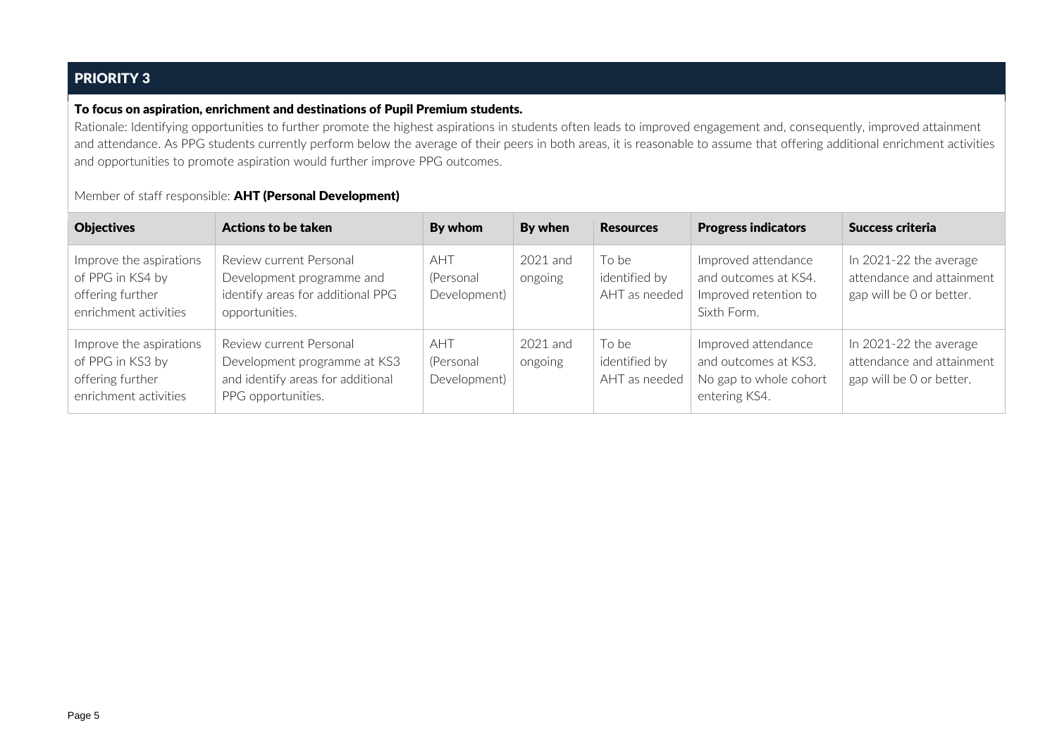## PRIORITY 3

**To focus on aspiration, enrichment and destinations of Pupil Premium students.**

Rationale: Identifying opportunities to further promote the highest aspirations in students often leads to improved engagement and, consequently, improved attainment and attendance. As PPG students currently perform below the average of their peers in both areas, it is reasonable to assume that offering additional enrichment activities and opportunities to promote aspiration would further improve PPG outcomes.

Member of staff responsible: **AHT (Personal Development)**

| Objectives | Actions to be taken | By whom | By when | Resources | Progress indicators | Success criteria |
|---|---|---|---|---|---|---|
| Improve the aspirations of PPG in KS4 by offering further enrichment activities | Review current Personal Development programme and identify areas for additional PPG opportunities. | AHT (Personal Development) | 2021 and ongoing | To be identified by AHT as needed | Improved attendance and outcomes at KS4. Improved retention to Sixth Form. | In 2021-22 the average attendance and attainment gap will be 0 or better. |
| Improve the aspirations of PPG in KS3 by offering further enrichment activities | Review current Personal Development programme at KS3 and identify areas for additional PPG opportunities. | AHT (Personal Development) | 2021 and ongoing | To be identified by AHT as needed | Improved attendance and outcomes at KS3. No gap to whole cohort entering KS4. | In 2021-22 the average attendance and attainment gap will be 0 or better. |